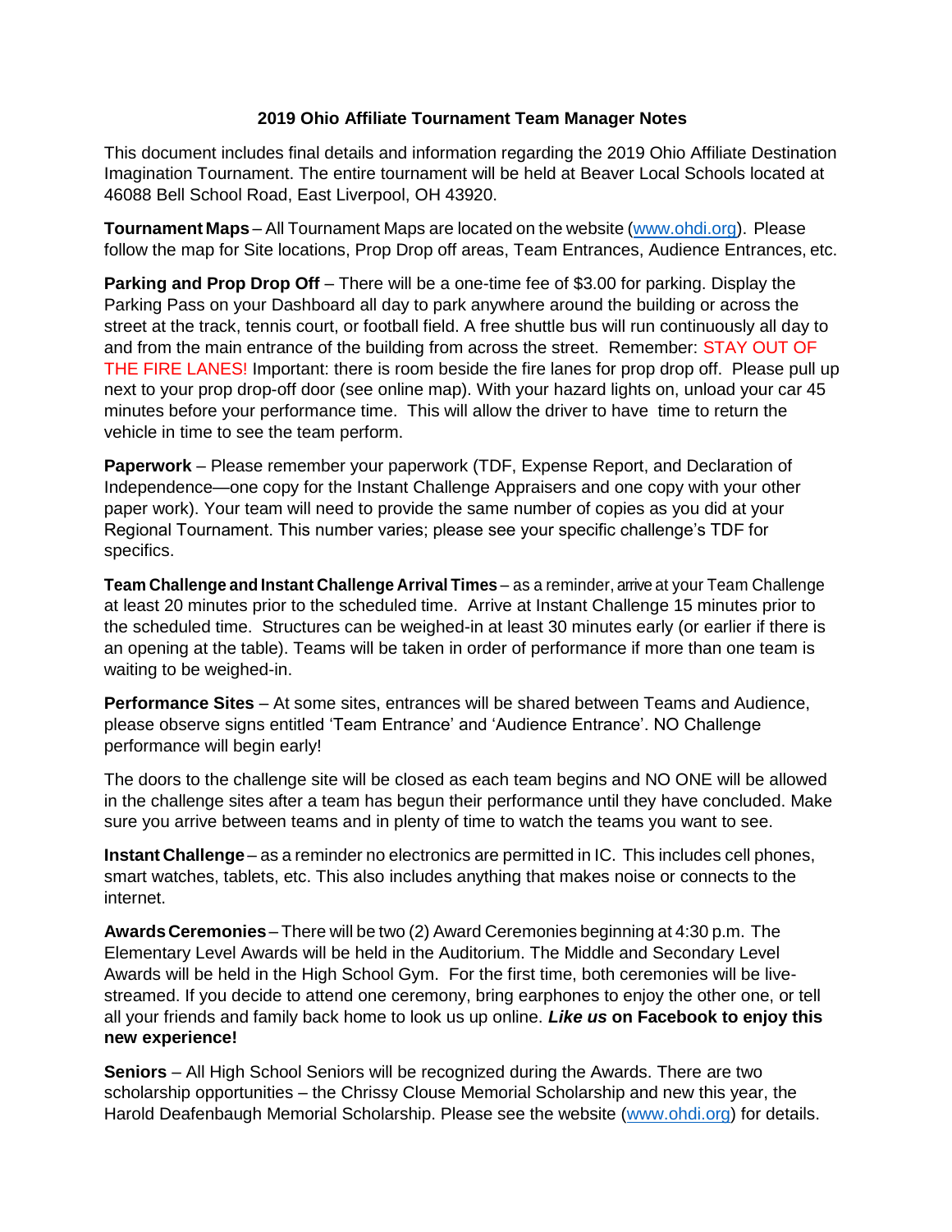# 2019 Ohio Affiliate Tournament Team Manager Notes

This document includes final details and information regarding the 2019 Ohio Affiliate Destination Imagination Tournament. The entire tournament will be held at Beaver Local Schools located at 46088 Bell School Road, East Liverpool, OH 43920.

**Tournament Maps** – All Tournament Maps are located on the website (www.ohdi.org). Please follow the map for Site locations, Prop Drop off areas, Team Entrances, Audience Entrances, etc.

**Parking and Prop Drop Off** – There will be a one-time fee of $3.00 for parking. Display the Parking Pass on your Dashboard all day to park anywhere around the building or across the street at the track, tennis court, or football field. A free shuttle bus will run continuously all day to and from the main entrance of the building from across the street. Remember: STAY OUT OF THE FIRE LANES! Important: there is room beside the fire lanes for prop drop off. Please pull up next to your prop drop-off door (see online map). With your hazard lights on, unload your car 45 minutes before your performance time. This will allow the driver to have time to return the vehicle in time to see the team perform.

**Paperwork** – Please remember your paperwork (TDF, Expense Report, and Declaration of Independence—one copy for the Instant Challenge Appraisers and one copy with your other paper work). Your team will need to provide the same number of copies as you did at your Regional Tournament. This number varies; please see your specific challenge's TDF for specifics.

**Team Challenge and Instant Challenge Arrival Times** – as a reminder, arrive at your Team Challenge at least 20 minutes prior to the scheduled time. Arrive at Instant Challenge 15 minutes prior to the scheduled time. Structures can be weighed-in at least 30 minutes early (or earlier if there is an opening at the table). Teams will be taken in order of performance if more than one team is waiting to be weighed-in.

**Performance Sites** – At some sites, entrances will be shared between Teams and Audience, please observe signs entitled 'Team Entrance' and 'Audience Entrance'. NO Challenge performance will begin early!

The doors to the challenge site will be closed as each team begins and NO ONE will be allowed in the challenge sites after a team has begun their performance until they have concluded. Make sure you arrive between teams and in plenty of time to watch the teams you want to see.

**Instant Challenge** – as a reminder no electronics are permitted in IC. This includes cell phones, smart watches, tablets, etc. This also includes anything that makes noise or connects to the internet.

**Awards Ceremonies** – There will be two (2) Award Ceremonies beginning at 4:30 p.m. The Elementary Level Awards will be held in the Auditorium. The Middle and Secondary Level Awards will be held in the High School Gym. For the first time, both ceremonies will be live-streamed. If you decide to attend one ceremony, bring earphones to enjoy the other one, or tell all your friends and family back home to look us up online. ***Like us*** **on Facebook to enjoy this new experience!**

**Seniors** – All High School Seniors will be recognized during the Awards. There are two scholarship opportunities – the Chrissy Clouse Memorial Scholarship and new this year, the Harold Deafenbaugh Memorial Scholarship. Please see the website (www.ohdi.org) for details.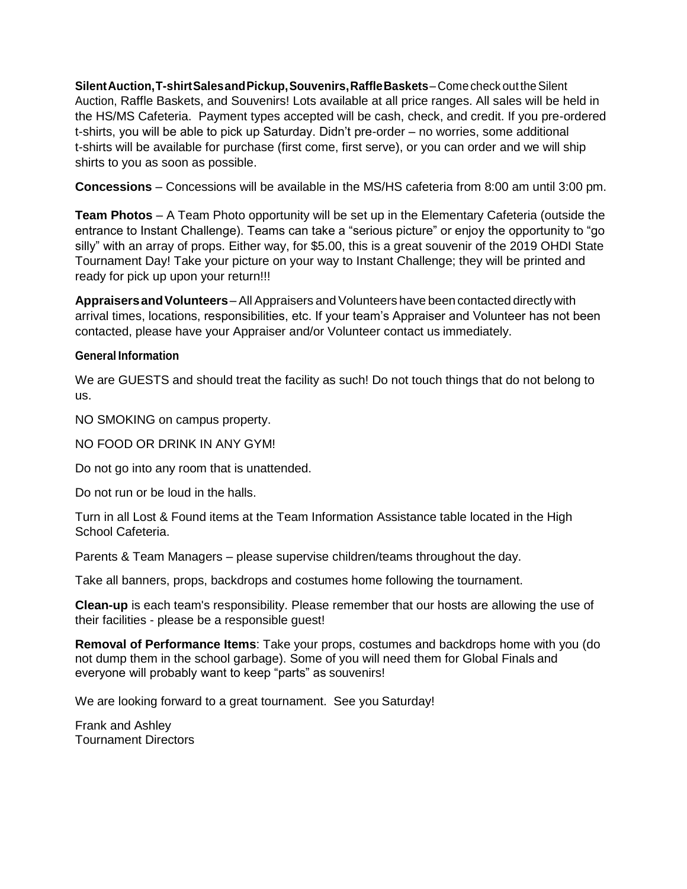**Silent Auction, T-shirt Sales and Pickup, Souvenirs, Raffle Baskets** – Come check out the Silent Auction, Raffle Baskets, and Souvenirs! Lots available at all price ranges. All sales will be held in the HS/MS Cafeteria. Payment types accepted will be cash, check, and credit. If you pre-ordered t-shirts, you will be able to pick up Saturday. Didn't pre-order – no worries, some additional t-shirts will be available for purchase (first come, first serve), or you can order and we will ship shirts to you as soon as possible.

**Concessions** – Concessions will be available in the MS/HS cafeteria from 8:00 am until 3:00 pm.

**Team Photos** – A Team Photo opportunity will be set up in the Elementary Cafeteria (outside the entrance to Instant Challenge). Teams can take a "serious picture" or enjoy the opportunity to "go silly" with an array of props. Either way, for $5.00, this is a great souvenir of the 2019 OHDI State Tournament Day! Take your picture on your way to Instant Challenge; they will be printed and ready for pick up upon your return!!!

**Appraisers and Volunteers** – All Appraisers and Volunteers have been contacted directly with arrival times, locations, responsibilities, etc. If your team's Appraiser and Volunteer has not been contacted, please have your Appraiser and/or Volunteer contact us immediately.

**General Information**

We are GUESTS and should treat the facility as such! Do not touch things that do not belong to us.

NO SMOKING on campus property.

NO FOOD OR DRINK IN ANY GYM!

Do not go into any room that is unattended.

Do not run or be loud in the halls.

Turn in all Lost & Found items at the Team Information Assistance table located in the High School Cafeteria.

Parents & Team Managers – please supervise children/teams throughout the day.

Take all banners, props, backdrops and costumes home following the tournament.

**Clean-up** is each team's responsibility. Please remember that our hosts are allowing the use of their facilities - please be a responsible guest!

**Removal of Performance Items**: Take your props, costumes and backdrops home with you (do not dump them in the school garbage). Some of you will need them for Global Finals and everyone will probably want to keep "parts" as souvenirs!

We are looking forward to a great tournament. See you Saturday!

Frank and Ashley
Tournament Directors